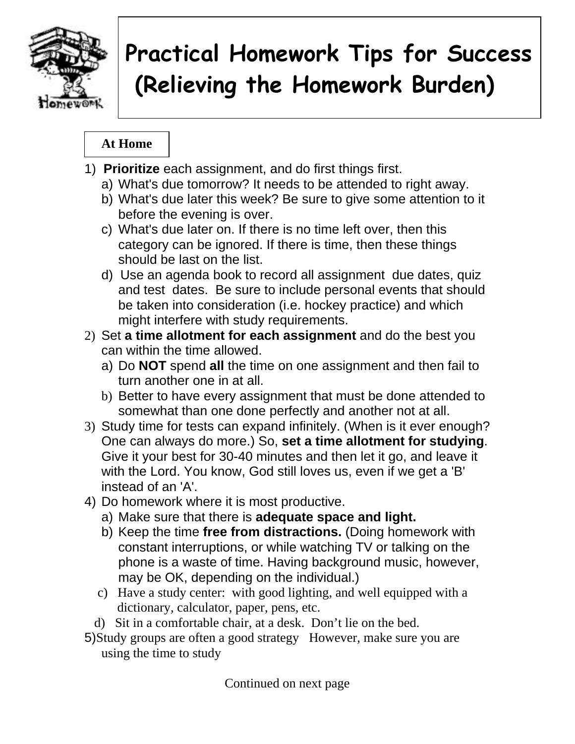# Practical Homework Tips for Success (Relieving the Homework Burden)

## At Home

1) **Prioritize** each assignment, and do first things first.
   a) What's due tomorrow? It needs to be attended to right away.
   b) What's due later this week? Be sure to give some attention to it before the evening is over.
   c) What's due later on. If there is no time left over, then this category can be ignored. If there is time, then these things should be last on the list.
   d) Use an agenda book to record all assignment due dates, quiz and test dates. Be sure to include personal events that should be taken into consideration (i.e. hockey practice) and which might interfere with study requirements.
2) Set **a time allotment for each assignment** and do the best you can within the time allowed.
   a) Do **NOT** spend **all** the time on one assignment and then fail to turn another one in at all.
   b) Better to have every assignment that must be done attended to somewhat than one done perfectly and another not at all.
3) Study time for tests can expand infinitely. (When is it ever enough? One can always do more.) So, **set a time allotment for studying**. Give it your best for 30-40 minutes and then let it go, and leave it with the Lord. You know, God still loves us, even if we get a 'B' instead of an 'A'.
4) Do homework where it is most productive.
   a) Make sure that there is **adequate space and light.**
   b) Keep the time **free from distractions.** (Doing homework with constant interruptions, or while watching TV or talking on the phone is a waste of time. Having background music, however, may be OK, depending on the individual.)
   c) Have a study center: with good lighting, and well equipped with a dictionary, calculator, paper, pens, etc.
   d) Sit in a comfortable chair, at a desk. Don't lie on the bed.
5) Study groups are often a good strategy However, make sure you are using the time to study

Continued on next page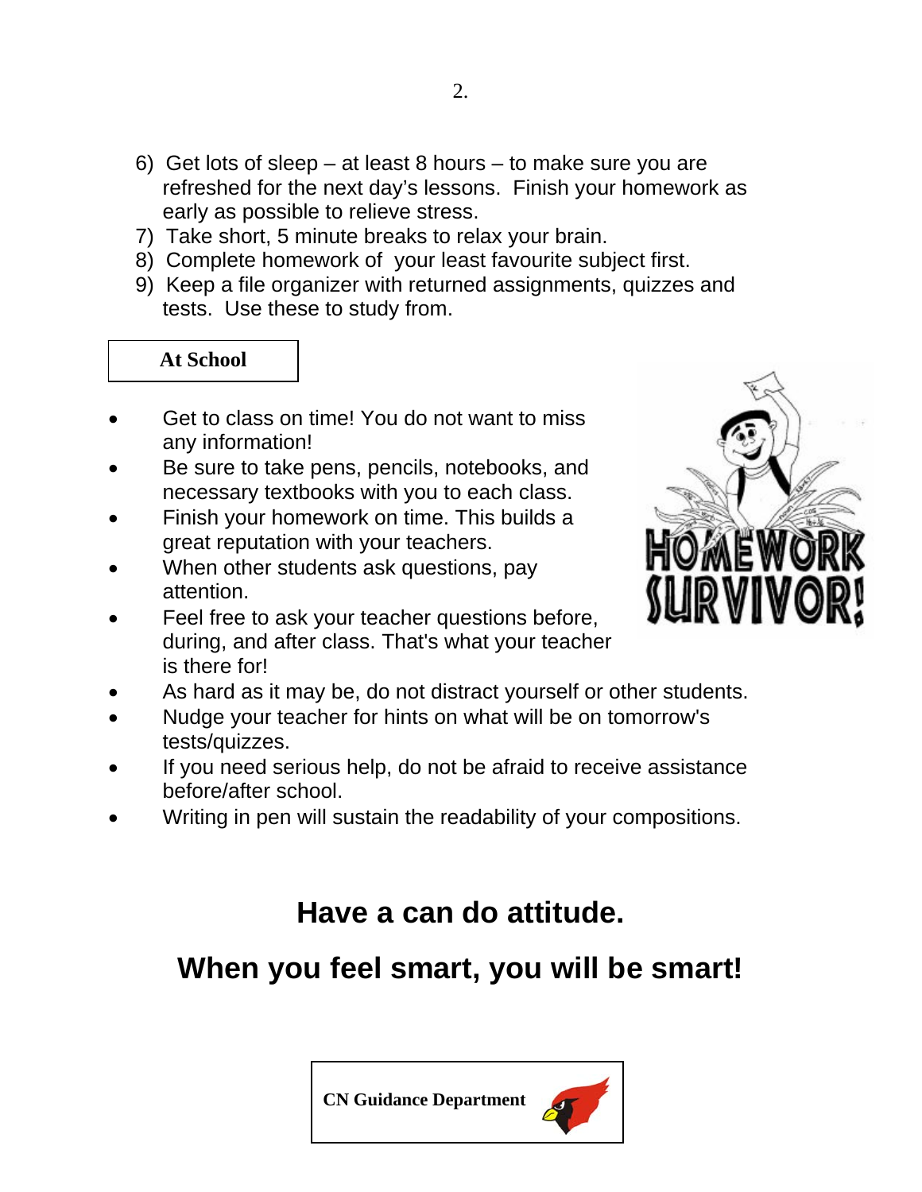6) Get lots of sleep – at least 8 hours – to make sure you are refreshed for the next day's lessons. Finish your homework as early as possible to relieve stress.
7) Take short, 5 minute breaks to relax your brain.
8) Complete homework of your least favourite subject first.
9) Keep a file organizer with returned assignments, quizzes and tests. Use these to study from.

### At School

- Get to class on time! You do not want to miss any information!
- Be sure to take pens, pencils, notebooks, and necessary textbooks with you to each class.
- Finish your homework on time. This builds a great reputation with your teachers.
- When other students ask questions, pay attention.
- Feel free to ask your teacher questions before, during, and after class. That's what your teacher is there for!
- As hard as it may be, do not distract yourself or other students.
- Nudge your teacher for hints on what will be on tomorrow's tests/quizzes.
- If you need serious help, do not be afraid to receive assistance before/after school.
- Writing in pen will sustain the readability of your compositions.

## Have a can do attitude.

## When you feel smart, you will be smart!

**CN Guidance Department**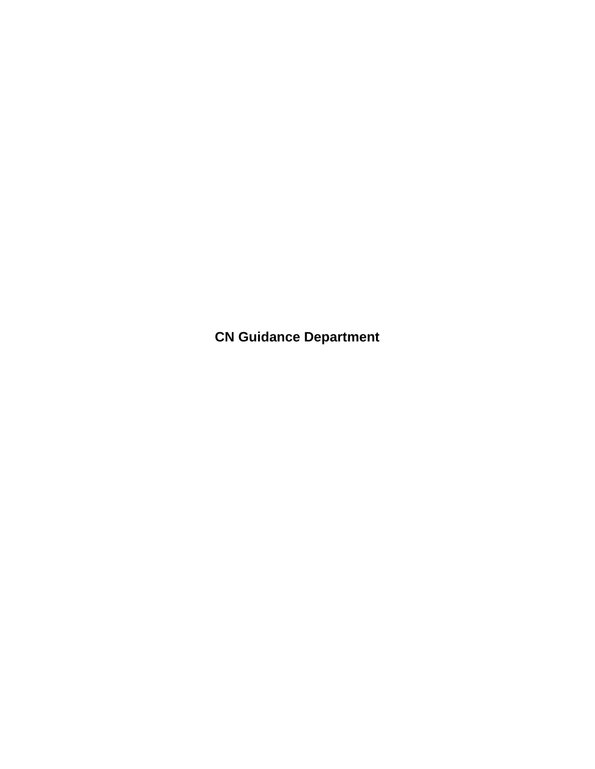**CN Guidance Department**